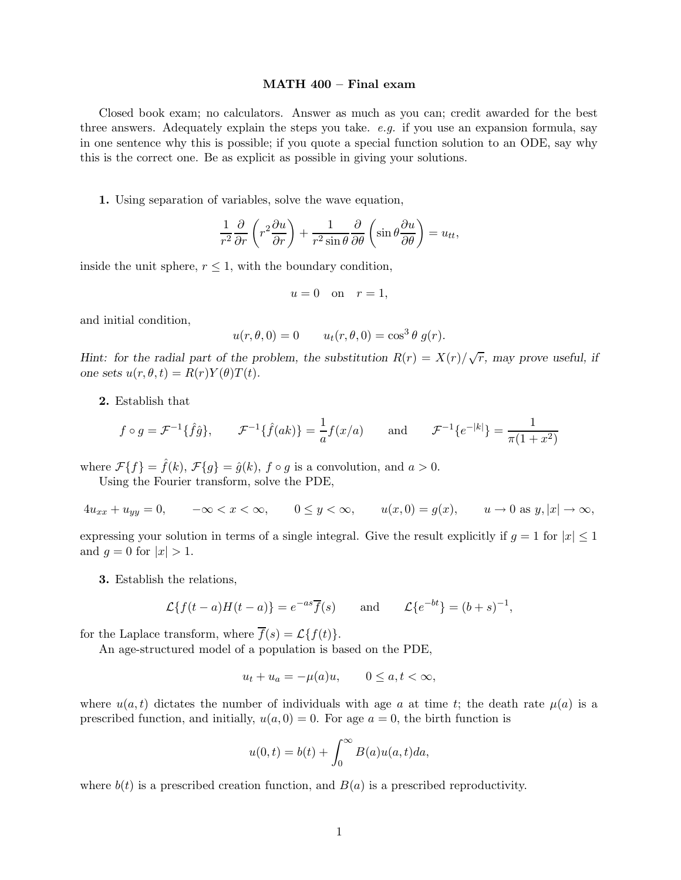# MATH 400 – Final exam

Closed book exam; no calculators. Answer as much as you can; credit awarded for the best three answers. Adequately explain the steps you take. *e.g.* if you use an expansion formula, say in one sentence why this is possible; if you quote a special function solution to an ODE, say why this is the correct one. Be as explicit as possible in giving your solutions.

**1.** Using separation of variables, solve the wave equation,

$$\frac{1}{r^2}\frac{\partial}{\partial r}\left(r^2\frac{\partial u}{\partial r}\right) + \frac{1}{r^2\sin\theta}\frac{\partial}{\partial\theta}\left(\sin\theta\frac{\partial u}{\partial\theta}\right) = u_{tt},$$

inside the unit sphere, $r \le 1$, with the boundary condition,

$$u = 0 \quad \text{on} \quad r = 1,$$

and initial condition,

$$u(r,\theta,0) = 0 \qquad u_t(r,\theta,0) = \cos^3\theta\, g(r).$$

*Hint: for the radial part of the problem, the substitution $R(r) = X(r)/\sqrt{r}$, may prove useful, if one sets $u(r,\theta,t) = R(r)Y(\theta)T(t)$.*

**2.** Establish that

$$f \circ g = \mathcal{F}^{-1}\{\hat{f}\hat{g}\}, \qquad \mathcal{F}^{-1}\{\hat{f}(ak)\} = \frac{1}{a}f(x/a) \qquad \text{and} \qquad \mathcal{F}^{-1}\{e^{-|k|}\} = \frac{1}{\pi(1+x^2)}$$

where $\mathcal{F}\{f\} = \hat{f}(k)$, $\mathcal{F}\{g\} = \hat{g}(k)$, $f \circ g$ is a convolution, and $a > 0$.

Using the Fourier transform, solve the PDE,

$$4u_{xx} + u_{yy} = 0, \qquad -\infty < x < \infty, \qquad 0 \le y < \infty, \qquad u(x,0) = g(x), \qquad u \to 0 \text{ as } y, |x| \to \infty,$$

expressing your solution in terms of a single integral. Give the result explicitly if $g = 1$ for $|x| \le 1$ and $g = 0$ for $|x| > 1$.

**3.** Establish the relations,

$$\mathcal{L}\{f(t-a)H(t-a)\} = e^{-as}\overline{f}(s) \qquad \text{and} \qquad \mathcal{L}\{e^{-bt}\} = (b+s)^{-1},$$

for the Laplace transform, where $\overline{f}(s) = \mathcal{L}\{f(t)\}$.

An age-structured model of a population is based on the PDE,

$$u_t + u_a = -\mu(a)u, \qquad 0 \le a, t < \infty,$$

where $u(a,t)$ dictates the number of individuals with age $a$ at time $t$; the death rate $\mu(a)$ is a prescribed function, and initially, $u(a,0) = 0$. For age $a = 0$, the birth function is

$$u(0,t) = b(t) + \int_0^\infty B(a)u(a,t)da,$$

where $b(t)$ is a prescribed creation function, and $B(a)$ is a prescribed reproductivity.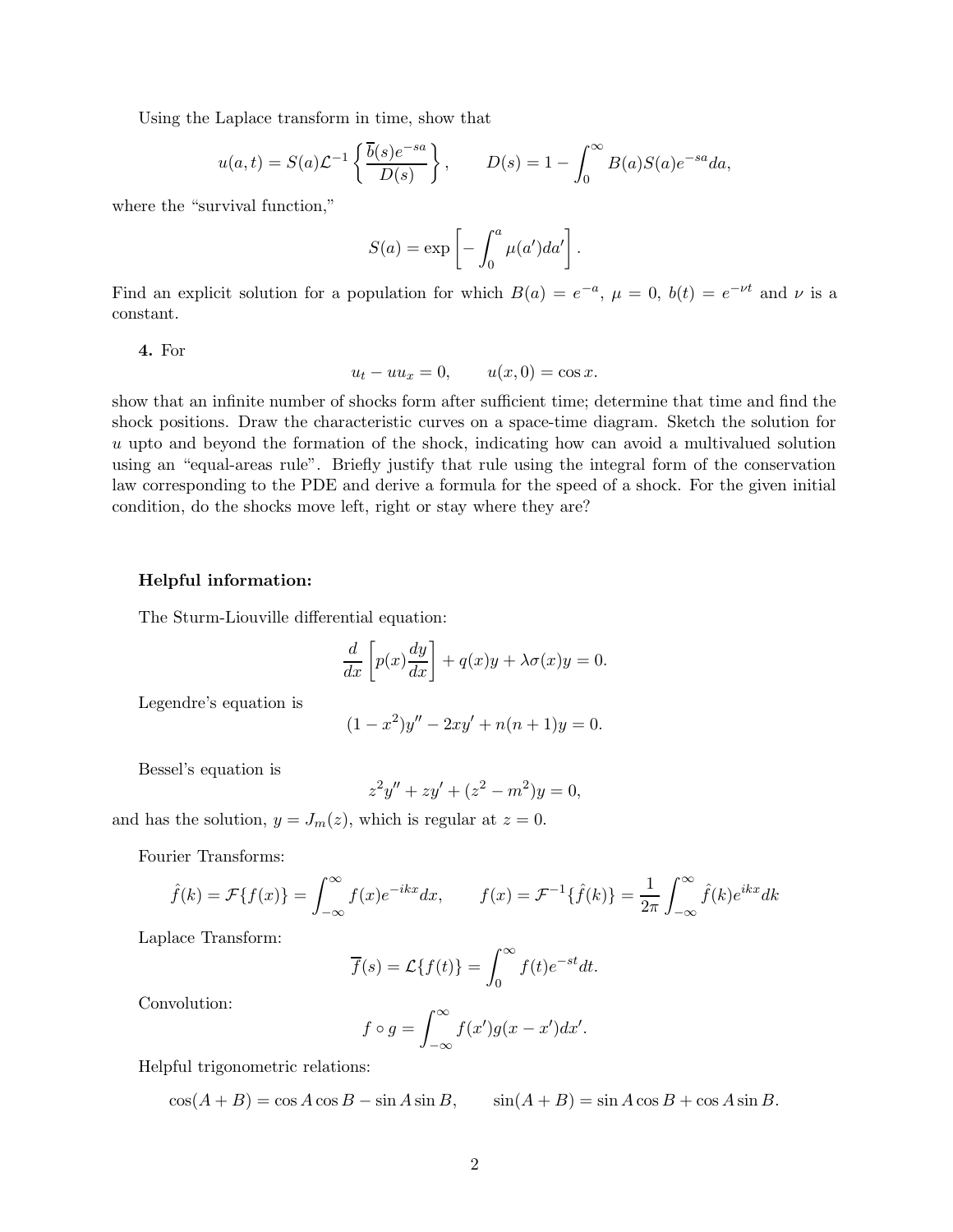Using the Laplace transform in time, show that

$$u(a,t) = S(a)\mathcal{L}^{-1}\left\{\frac{\overline{b}(s)e^{-sa}}{D(s)}\right\}, \qquad D(s) = 1 - \int_0^\infty B(a)S(a)e^{-sa}da,$$

where the "survival function,"

$$S(a) = \exp\left[-\int_0^a \mu(a')da'\right].$$

Find an explicit solution for a population for which $B(a) = e^{-a}$, $\mu = 0$, $b(t) = e^{-\nu t}$ and $\nu$ is a constant.

**4.** For

$$u_t - uu_x = 0, \qquad u(x,0) = \cos x.$$

show that an infinite number of shocks form after sufficient time; determine that time and find the shock positions. Draw the characteristic curves on a space-time diagram. Sketch the solution for $u$ upto and beyond the formation of the shock, indicating how can avoid a multivalued solution using an "equal-areas rule". Briefly justify that rule using the integral form of the conservation law corresponding to the PDE and derive a formula for the speed of a shock. For the given initial condition, do the shocks move left, right or stay where they are?

### Helpful information:

The Sturm-Liouville differential equation:

$$\frac{d}{dx}\left[p(x)\frac{dy}{dx}\right] + q(x)y + \lambda\sigma(x)y = 0.$$

Legendre's equation is

$$(1-x^2)y'' - 2xy' + n(n+1)y = 0.$$

Bessel's equation is

$$z^2y'' + zy' + (z^2 - m^2)y = 0,$$

and has the solution, $y = J_m(z)$, which is regular at $z = 0$.

Fourier Transforms:

$$\hat{f}(k) = \mathcal{F}\{f(x)\} = \int_{-\infty}^{\infty} f(x)e^{-ikx}dx, \qquad f(x) = \mathcal{F}^{-1}\{\hat{f}(k)\} = \frac{1}{2\pi}\int_{-\infty}^{\infty}\hat{f}(k)e^{ikx}dk$$

Laplace Transform:

$$\overline{f}(s) = \mathcal{L}\{f(t)\} = \int_0^\infty f(t)e^{-st}dt.$$

Convolution:

$$f \circ g = \int_{-\infty}^{\infty} f(x')g(x-x')dx'.$$

Helpful trigonometric relations:

$$\cos(A+B) = \cos A\cos B - \sin A\sin B, \qquad \sin(A+B) = \sin A\cos B + \cos A\sin B.$$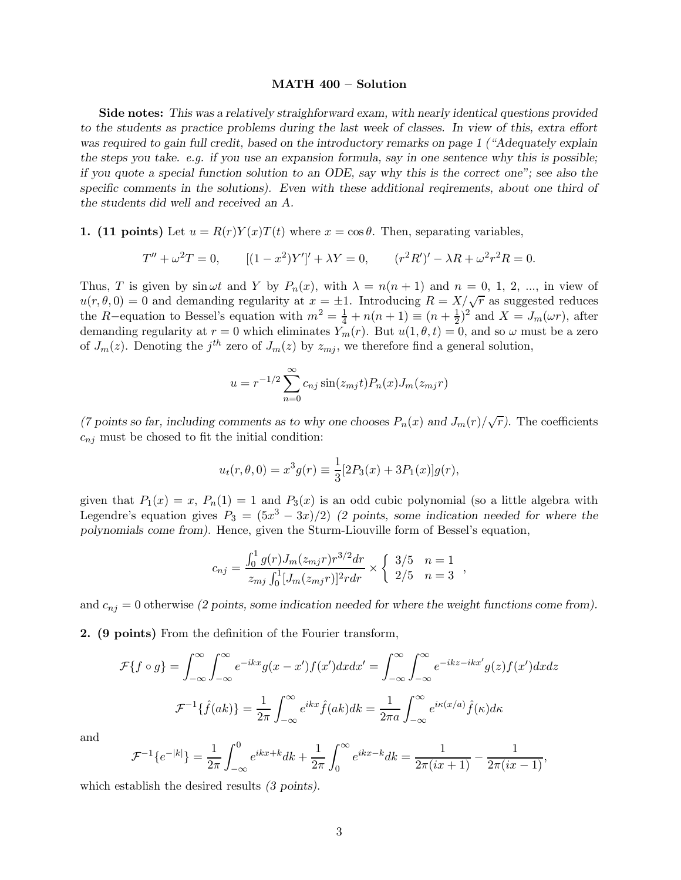**MATH 400 – Solution**

**Side notes:** *This was a relatively straighforward exam, with nearly identical questions provided to the students as practice problems during the last week of classes. In view of this, extra effort was required to gain full credit, based on the introductory remarks on page 1 ("Adequately explain the steps you take. e.g. if you use an expansion formula, say in one sentence why this is possible; if you quote a special function solution to an ODE, say why this is the correct one"; see also the specific comments in the solutions). Even with these additional reqirements, about one third of the students did well and received an A.*

**1. (11 points)** Let $u = R(r)Y(x)T(t)$ where $x = \cos\theta$. Then, separating variables,

$$T'' + \omega^2 T = 0, \qquad [(1-x^2)Y']' + \lambda Y = 0, \qquad (r^2 R')' - \lambda R + \omega^2 r^2 R = 0.$$

Thus, $T$ is given by $\sin\omega t$ and $Y$ by $P_n(x)$, with $\lambda = n(n+1)$ and $n = 0, 1, 2, \ldots$, in view of $u(r,\theta,0) = 0$ and demanding regularity at $x = \pm 1$. Introducing $R = X/\sqrt{r}$ as suggested reduces the $R-$equation to Bessel's equation with $m^2 = \frac{1}{4} + n(n+1) \equiv (n+\frac{1}{2})^2$ and $X = J_m(\omega r)$, after demanding regularity at $r = 0$ which eliminates $Y_m(r)$. But $u(1,\theta,t) = 0$, and so $\omega$ must be a zero of $J_m(z)$. Denoting the $j^{th}$ zero of $J_m(z)$ by $z_{mj}$, we therefore find a general solution,

$$u = r^{-1/2} \sum_{n=0}^{\infty} c_{nj} \sin(z_{mj} t) P_n(x) J_m(z_{mj} r)$$

*(7 points so far, including comments as to why one chooses $P_n(x)$ and $J_m(r)/\sqrt{r}$).* The coefficients $c_{nj}$ must be chosed to fit the initial condition:

$$u_t(r,\theta,0) = x^3 g(r) \equiv \frac{1}{3}[2P_3(x) + 3P_1(x)]g(r),$$

given that $P_1(x) = x$, $P_n(1) = 1$ and $P_3(x)$ is an odd cubic polynomial (so a little algebra with Legendre's equation gives $P_3 = (5x^3 - 3x)/2$) *(2 points, some indication needed for where the polynomials come from).* Hence, given the Sturm-Liouville form of Bessel's equation,

$$c_{nj} = \frac{\int_0^1 g(r) J_m(z_{mj} r) r^{3/2} dr}{z_{mj} \int_0^1 [J_m(z_{mj} r)]^2 r dr} \times \left\{ \begin{array}{ll} 3/5 & n = 1 \\ 2/5 & n = 3 \end{array} \right. ,$$

and $c_{nj} = 0$ otherwise *(2 points, some indication needed for where the weight functions come from).*

**2. (9 points)** From the definition of the Fourier transform,

$$\mathcal{F}\{f \circ g\} = \int_{-\infty}^{\infty} \int_{-\infty}^{\infty} e^{-ikx} g(x - x') f(x') dx dx' = \int_{-\infty}^{\infty} \int_{-\infty}^{\infty} e^{-ikz - ikx'} g(z) f(x') dx dz$$

$$\mathcal{F}^{-1}\{\hat{f}(ak)\} = \frac{1}{2\pi} \int_{-\infty}^{\infty} e^{ikx} \hat{f}(ak) dk = \frac{1}{2\pi a} \int_{-\infty}^{\infty} e^{i\kappa(x/a)} \hat{f}(\kappa) d\kappa$$

and

$$\mathcal{F}^{-1}\{e^{-|k|}\} = \frac{1}{2\pi} \int_{-\infty}^{0} e^{ikx + k} dk + \frac{1}{2\pi} \int_{0}^{\infty} e^{ikx - k} dk = \frac{1}{2\pi(ix+1)} - \frac{1}{2\pi(ix-1)},$$

which establish the desired results *(3 points).*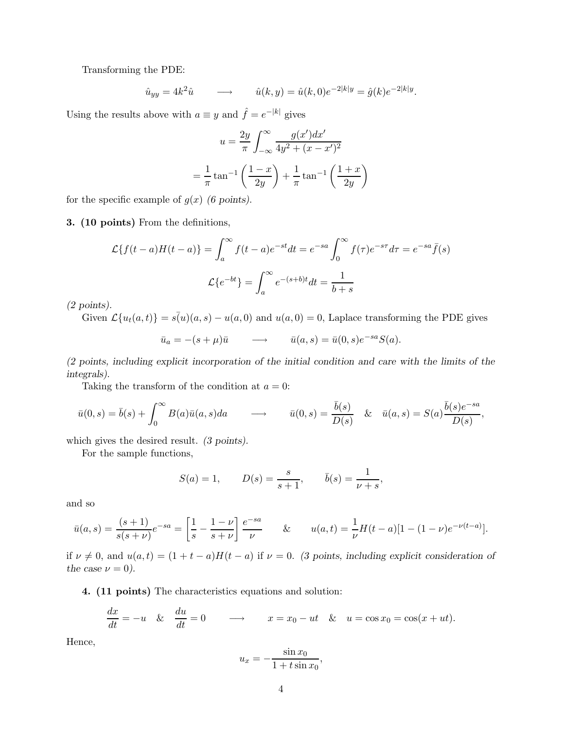Transforming the PDE:

$$\hat{u}_{yy} = 4k^2 \hat{u} \qquad \longrightarrow \qquad \hat{u}(k, y) = \hat{u}(k, 0)e^{-2|k|y} = \hat{g}(k)e^{-2|k|y}.$$

Using the results above with $a \equiv y$ and $\hat{f} = e^{-|k|}$ gives

$$u = \frac{2y}{\pi} \int_{-\infty}^{\infty} \frac{g(x')dx'}{4y^2 + (x - x')^2}$$

$$= \frac{1}{\pi} \tan^{-1}\left(\frac{1-x}{2y}\right) + \frac{1}{\pi} \tan^{-1}\left(\frac{1+x}{2y}\right)$$

for the specific example of $g(x)$ *(6 points)*.

**3. (10 points)** From the definitions,

$$\mathcal{L}\{f(t-a)H(t-a)\} = \int_a^{\infty} f(t-a)e^{-st}dt = e^{-sa} \int_0^{\infty} f(\tau)e^{-s\tau}d\tau = e^{-sa}\bar{f}(s)$$

$$\mathcal{L}\{e^{-bt}\} = \int_a^{\infty} e^{-(s+b)t}dt = \frac{1}{b+s}$$

*(2 points).*

Given $\mathcal{L}\{u_t(a,t)\} = s\bar{(u)}(a,s) - u(a,0)$ and $u(a,0) = 0$, Laplace transforming the PDE gives

$$\bar{u}_a = -(s+\mu)\bar{u} \qquad \longrightarrow \qquad \bar{u}(a,s) = \bar{u}(0,s)e^{-sa}S(a).$$

*(2 points, including explicit incorporation of the initial condition and care with the limits of the integrals).*

Taking the transform of the condition at $a = 0$:

$$\bar{u}(0,s) = \bar{b}(s) + \int_0^{\infty} B(a)\bar{u}(a,s)da \qquad \longrightarrow \qquad \bar{u}(0,s) = \frac{\bar{b}(s)}{D(s)} \quad \& \quad \bar{u}(a,s) = S(a)\frac{\bar{b}(s)e^{-sa}}{D(s)},$$

which gives the desired result. *(3 points).*

For the sample functions,

$$S(a) = 1, \qquad D(s) = \frac{s}{s+1}, \qquad \bar{b}(s) = \frac{1}{\nu + s},$$

and so

$$\bar{u}(a,s) = \frac{(s+1)}{s(s+\nu)}e^{-sa} = \left[\frac{1}{s} - \frac{1-\nu}{s+\nu}\right]\frac{e^{-sa}}{\nu} \qquad \& \qquad u(a,t) = \frac{1}{\nu}H(t-a)[1-(1-\nu)e^{-\nu(t-a)}].$$

if $\nu \neq 0$, and $u(a,t) = (1+t-a)H(t-a)$ if $\nu = 0$. *(3 points, including explicit consideration of the case $\nu = 0$).*

**4. (11 points)** The characteristics equations and solution:

$$\frac{dx}{dt} = -u \quad \& \quad \frac{du}{dt} = 0 \qquad \longrightarrow \qquad x = x_0 - ut \quad \& \quad u = \cos x_0 = \cos(x + ut).$$

Hence,

$$u_x = -\frac{\sin x_0}{1 + t\sin x_0},$$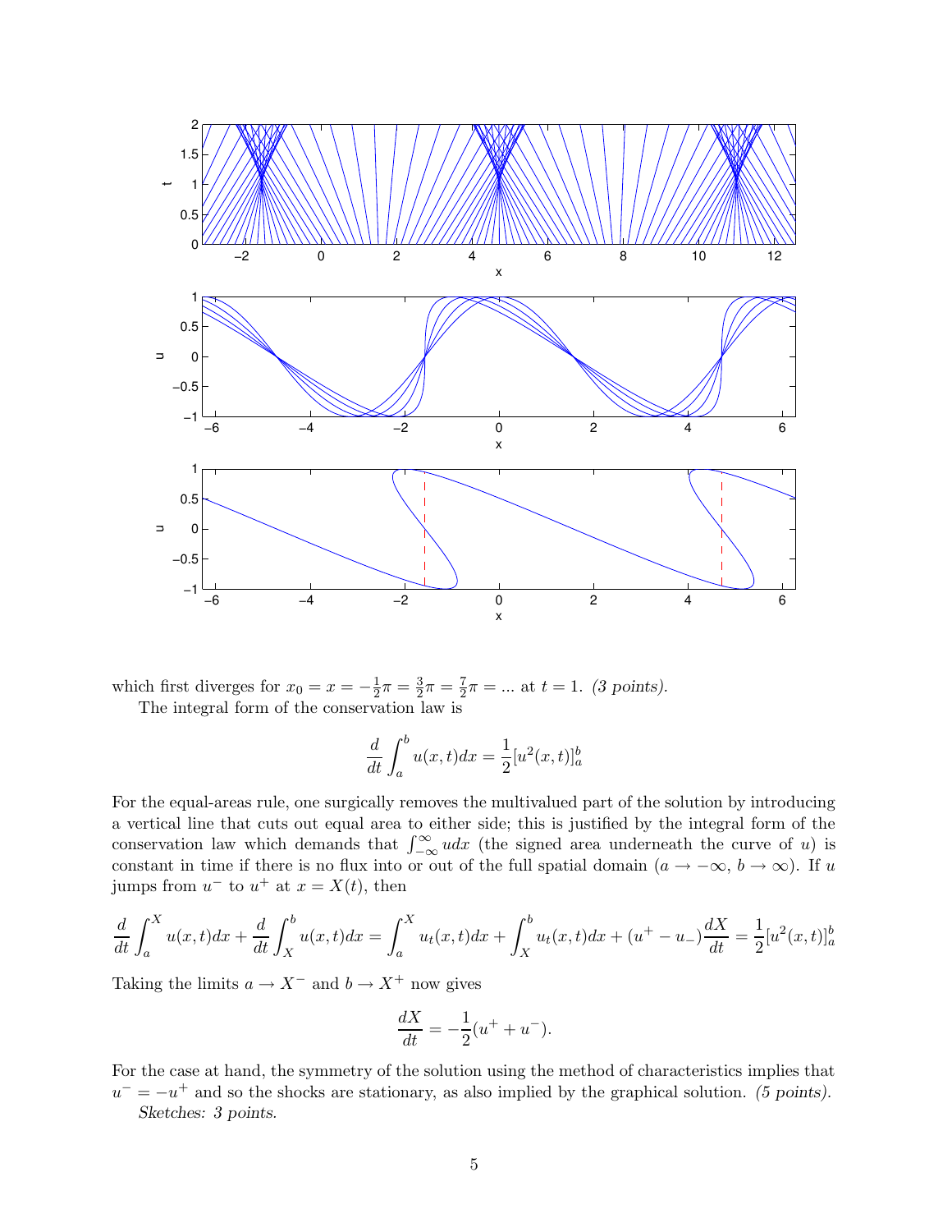t
2
1.5
1
0.5
0
−2
0
2
4
6
8
10
12
x

u
1
0.5
0
−0.5
−1
−6
−4
−2
0
2
4
6
x

u
1
0.5
0
−0.5
−1
−6
−4
−2
0
2
4
6
x

which first diverges for $x_0 = x = -\frac{1}{2}\pi = \frac{3}{2}\pi = \frac{7}{2}\pi = ...$ at $t = 1$. *(3 points).*

The integral form of the conservation law is

$$\frac{d}{dt}\int_a^b u(x,t)dx = \frac{1}{2}[u^2(x,t)]_a^b$$

For the equal-areas rule, one surgically removes the multivalued part of the solution by introducing a vertical line that cuts out equal area to either side; this is justified by the integral form of the conservation law which demands that $\int_{-\infty}^{\infty} u dx$ (the signed area underneath the curve of $u$) is constant in time if there is no flux into or out of the full spatial domain ($a \to -\infty$, $b \to \infty$). If $u$ jumps from $u^-$ to $u^+$ at $x = X(t)$, then

$$\frac{d}{dt}\int_a^X u(x,t)dx + \frac{d}{dt}\int_X^b u(x,t)dx = \int_a^X u_t(x,t)dx + \int_X^b u_t(x,t)dx + (u^+ - u_-)\frac{dX}{dt} = \frac{1}{2}[u^2(x,t)]_a^b$$

Taking the limits $a \to X^-$ and $b \to X^+$ now gives

$$\frac{dX}{dt} = -\frac{1}{2}(u^+ + u^-).$$

For the case at hand, the symmetry of the solution using the method of characteristics implies that $u^- = -u^+$ and so the shocks are stationary, as also implied by the graphical solution. *(5 points).*

*Sketches: 3 points.*